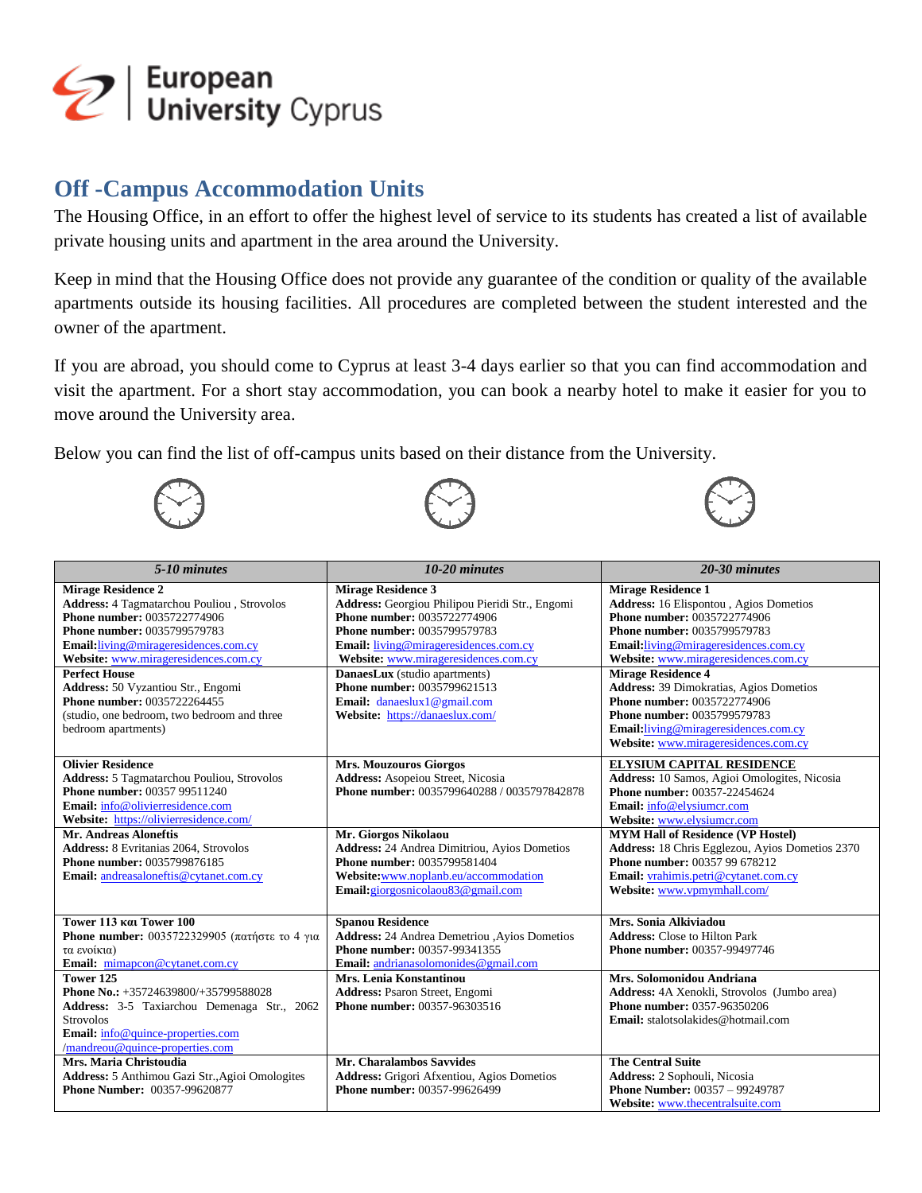# Off -Campus Accommodation Units

The Housing Office, in an effort to offer the highest level of service to its students has created a list of available private housing units and apartment in the area around the University.

Keep in mind that the Housing Office does not provide any guarantee of the condition or quality of the available apartments outside its housing facilities. All procedures are completed between the student interested and the owner of the apartment.

If you are abroad, you should come to Cyprus at least 3-4 days earlier so that you can find accommodation and visit the apartment. For a short stay accommodation, you can book a nearby hotel to make it easier for you to move around the University area.

Below you can find the list of off-campus units based on their distance from the University.

| *5-10 minutes* | *10-20 minutes* | *20-30 minutes* |
|---|---|---|
| **Mirage Residence 2**<br>**Address:** 4 Tagmatarchou Pouliou , Strovolos<br>**Phone number:** 0035722774906<br>**Phone number:** 0035799579783<br>**Email:**living@mirageresidences.com.cy<br>**Website:** www.mirageresidences.com.cy | **Mirage Residence 3**<br>**Address:** Georgiou Philipou Pieridi Str., Engomi<br>**Phone number:** 0035722774906<br>**Phone number:** 0035799579783<br>**Email:** living@mirageresidences.com.cy<br>**Website:** www.mirageresidences.com.cy | **Mirage Residence 1**<br>**Address:** 16 Elispontou , Agios Dometios<br>**Phone number:** 0035722774906<br>**Phone number:** 0035799579783<br>**Email:**living@mirageresidences.com.cy<br>**Website:** www.mirageresidences.com.cy |
| **Perfect House**<br>**Address:** 50 Vyzantiou Str., Engomi<br>**Phone number:** 0035722264455<br>(studio, one bedroom, two bedroom and three bedroom apartments) | **DanaesLux** (studio apartments)<br>**Phone number:** 0035799621513<br>**Email:** danaeslux1@gmail.com<br>**Website:** https://danaeslux.com/ | **Mirage Residence 4**<br>**Address:** 39 Dimokratias, Agios Dometios<br>**Phone number:** 0035722774906<br>**Phone number:** 0035799579783<br>**Email:**living@mirageresidences.com.cy<br>**Website:** www.mirageresidences.com.cy |
| **Olivier Residence**<br>**Address:** 5 Tagmatarchou Pouliou, Strovolos<br>**Phone number:** 00357 99511240<br>**Email:** info@olivierresidence.com<br>**Website:** https://olivierresidence.com/ | **Mrs. Mouzouros Giorgos**<br>**Address:** Asopeiou Street, Nicosia<br>**Phone number:** 0035799640288 / 0035797842878 | **ELYSIUM CAPITAL RESIDENCE**<br>**Address:** 10 Samos, Agioi Omologites, Nicosia<br>**Phone number:** 00357-22454624<br>**Email:** info@elysiumcr.com<br>**Website:** www.elysiumcr.com |
| **Mr. Andreas Aloneftis**<br>**Address:** 8 Evritanias 2064, Strovolos<br>**Phone number:** 0035799876185<br>**Email:** andreasaloneftis@cytanet.com.cy | **Mr. Giorgos Nikolaou**<br>**Address:** 24 Andrea Dimitriou, Ayios Dometios<br>**Phone number:** 0035799581404<br>**Website:**www.noplanb.eu/accommodation<br>**Email:**giorgosnicolaou83@gmail.com | **MYM Hall of Residence (VP Hostel)**<br>**Address:** 18 Chris Egglezou, Ayios Dometios 2370<br>**Phone number:** 00357 99 678212<br>**Email:** vrahimis.petri@cytanet.com.cy<br>**Website:** www.vpmymhall.com/ |
| **Tower 113 και Tower 100**<br>**Phone number:** 0035722329905 (πατήστε το 4 για τα ενοίκια)<br>**Email:** mimapcon@cytanet.com.cy | **Spanou Residence**<br>**Address:** 24 Andrea Demetriou ,Ayios Dometios<br>**Phone number:** 00357-99341355<br>**Email:** andrianasolomonides@gmail.com | **Mrs. Sonia Alkiviadou**<br>**Address:** Close to Hilton Park<br>**Phone number:** 00357-99497746 |
| **Tower 125**<br>**Phone No.:** +35724639800/+35799588028<br>**Address:** 3-5 Taxiarchou Demenaga Str., 2062 Strovolos<br>**Email:** info@quince-properties.com /mandreou@quince-properties.com | **Mrs. Lenia Konstantinou**<br>**Address:** Psaron Street, Engomi<br>**Phone number:** 00357-96303516 | **Mrs. Solomonidou Andriana**<br>**Address:** 4A Xenokli, Strovolos (Jumbo area)<br>**Phone number:** 0357-96350206<br>**Email:** stalotsolakides@hotmail.com |
| **Mrs. Maria Christoudia**<br>**Address:** 5 Anthimou Gazi Str.,Agioi Omologites<br>**Phone Number:** 00357-99620877 | **Mr. Charalambos Savvides**<br>**Address:** Grigori Afxentiou, Agios Dometios<br>**Phone number:** 00357-99626499 | **The Central Suite**<br>**Address:** 2 Sophouli, Nicosia<br>**Phone Number:** 00357 – 99249787<br>**Website:** www.thecentralsuite.com |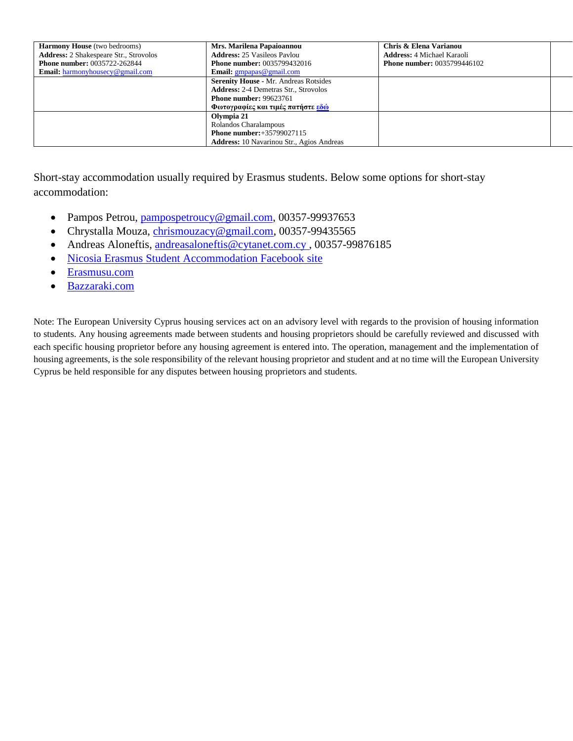| | | | |
|---|---|---|---|
| **Harmony House** (two bedrooms)<br>**Address:** 2 Shakespeare Str., Strovolos<br>**Phone number:** 0035722-262844<br>**Email:** harmonyhousecy@gmail.com | **Mrs. Marilena Papaioannou**<br>**Address:** 25 Vasileos Pavlou<br>**Phone number:** 0035799432016<br>**Email:** gmpapas@gmail.com | **Chris & Elena Varianou**<br>**Address:** 4 Michael Karaoli<br>**Phone number:** 0035799446102 | |
| | **Serenity House** - Mr. Andreas Rotsides<br>**Address:** 2-4 Demetras Str., Strovolos<br>**Phone number:** 99623761<br>**Φωτογραφίες και τιμές πατήστε εδώ** | | |
| | **Olympia 21**<br>Rolandos Charalampous<br>**Phone number:**+35799027115<br>**Address:** 10 Navarinou Str., Agios Andreas | | |

Short-stay accommodation usually required by Erasmus students. Below some options for short-stay accommodation:

- Pampos Petrou, pampospetroucy@gmail.com, 00357-99937653
- Chrystalla Mouza, chrismouzacy@gmail.com, 00357-99435565
- Andreas Aloneftis, andreasaloneftis@cytanet.com.cy , 00357-99876185
- Nicosia Erasmus Student Accommodation Facebook site
- Erasmusu.com
- Bazzaraki.com

Note: The European University Cyprus housing services act on an advisory level with regards to the provision of housing information to students. Any housing agreements made between students and housing proprietors should be carefully reviewed and discussed with each specific housing proprietor before any housing agreement is entered into. The operation, management and the implementation of housing agreements, is the sole responsibility of the relevant housing proprietor and student and at no time will the European University Cyprus be held responsible for any disputes between housing proprietors and students.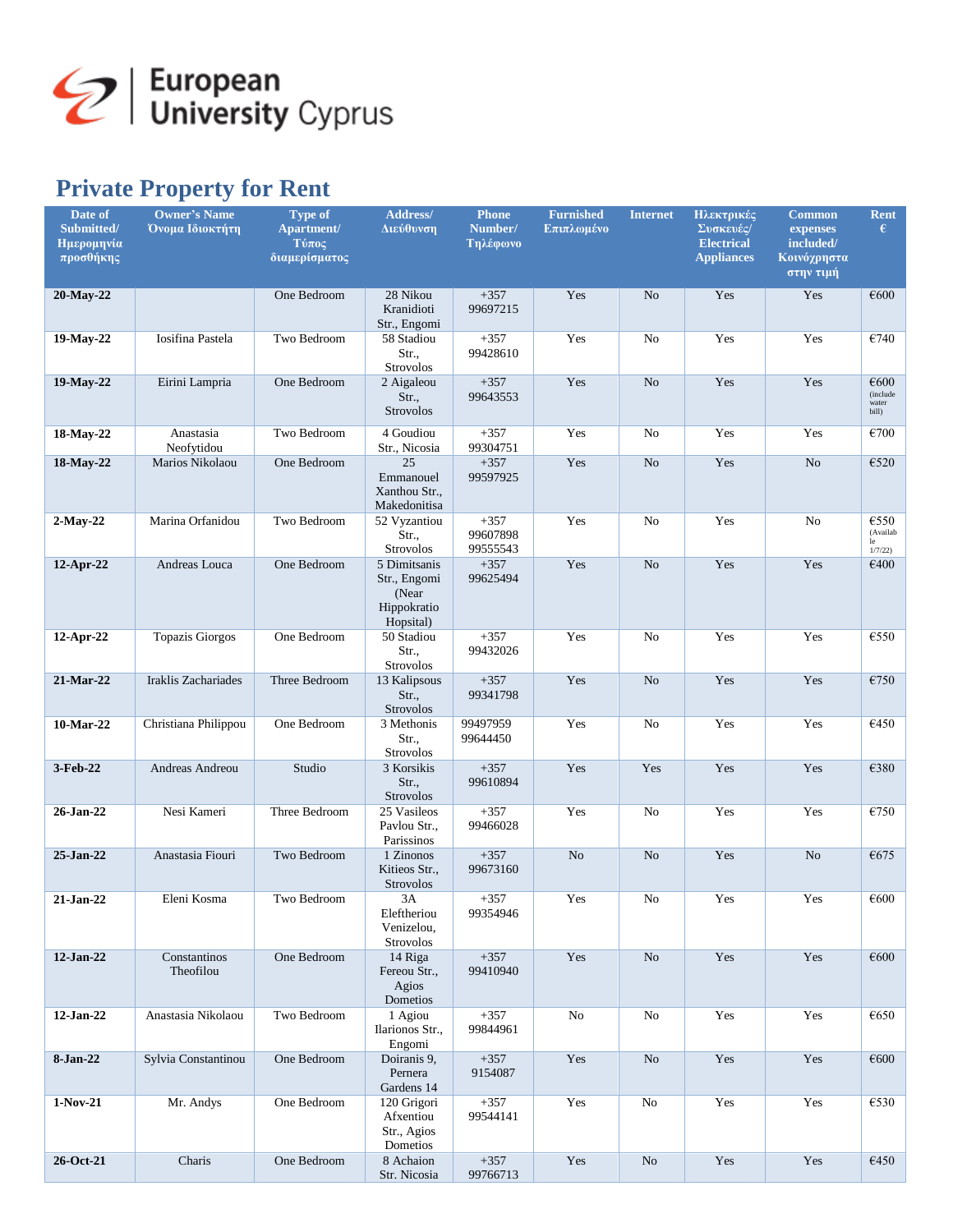# Private Property for Rent

| Date of Submitted/ Ημερομηνία προσθήκης | Owner's Name Όνομα Ιδιοκτήτη | Type of Apartment/ Τύπος διαμερίσματος | Address/ Διεύθυνση | Phone Number/ Τηλέφωνο | Furnished Επιπλωμένο | Internet | Ηλεκτρικές Συσκευές/ Electrical Appliances | Common expenses included/ Κοινόχρηστα στην τιμή | Rent € |
|---|---|---|---|---|---|---|---|---|---|
| **20-May-22** | | One Bedroom | 28 Nikou Kranidioti Str., Engomi | +357 99697215 | Yes | No | Yes | Yes | €600 |
| **19-May-22** | Iosifina Pastela | Two Bedroom | 58 Stadiou Str., Strovolos | +357 99428610 | Yes | No | Yes | Yes | €740 |
| **19-May-22** | Eirini Lampria | One Bedroom | 2 Aigaleou Str., Strovolos | +357 99643553 | Yes | No | Yes | Yes | €600 (include water bill) |
| **18-May-22** | Anastasia Neofytidou | Two Bedroom | 4 Goudiou Str., Nicosia | +357 99304751 | Yes | No | Yes | Yes | €700 |
| **18-May-22** | Marios Nikolaou | One Bedroom | 25 Emmanouel Xanthou Str., Makedonitisa | +357 99597925 | Yes | No | Yes | No | €520 |
| **2-May-22** | Marina Orfanidou | Two Bedroom | 52 Vyzantiou Str., Strovolos | +357 99607898 99555543 | Yes | No | Yes | No | €550 (Available 1/7/22) |
| **12-Apr-22** | Andreas Louca | One Bedroom | 5 Dimitsanis Str., Engomi (Near Hippokratio Hopsital) | +357 99625494 | Yes | No | Yes | Yes | €400 |
| **12-Apr-22** | Topazis Giorgos | One Bedroom | 50 Stadiou Str., Strovolos | +357 99432026 | Yes | No | Yes | Yes | €550 |
| **21-Mar-22** | Iraklis Zachariades | Three Bedroom | 13 Kalipsous Str., Strovolos | +357 99341798 | Yes | No | Yes | Yes | €750 |
| **10-Mar-22** | Christiana Philippou | One Bedroom | 3 Methonis Str., Strovolos | 99497959 99644450 | Yes | No | Yes | Yes | €450 |
| **3-Feb-22** | Andreas Andreou | Studio | 3 Korsikis Str., Strovolos | +357 99610894 | Yes | Yes | Yes | Yes | €380 |
| **26-Jan-22** | Nesi Kameri | Three Bedroom | 25 Vasileos Pavlou Str., Parissinos | +357 99466028 | Yes | No | Yes | Yes | €750 |
| **25-Jan-22** | Anastasia Fiouri | Two Bedroom | 1 Zinonos Kitieos Str., Strovolos | +357 99673160 | No | No | Yes | No | €675 |
| **21-Jan-22** | Eleni Kosma | Two Bedroom | 3A Eleftheriou Venizelou, Strovolos | +357 99354946 | Yes | No | Yes | Yes | €600 |
| **12-Jan-22** | Constantinos Theofilou | One Bedroom | 14 Riga Fereou Str., Agios Dometios | +357 99410940 | Yes | No | Yes | Yes | €600 |
| **12-Jan-22** | Anastasia Nikolaou | Two Bedroom | 1 Agiou Ilarionos Str., Engomi | +357 99844961 | No | No | Yes | Yes | €650 |
| **8-Jan-22** | Sylvia Constantinou | One Bedroom | Doiranis 9, Pernera Gardens 14 | +357 9154087 | Yes | No | Yes | Yes | €600 |
| **1-Nov-21** | Mr. Andys | One Bedroom | 120 Grigori Afxentiou Str., Agios Dometios | +357 99544141 | Yes | No | Yes | Yes | €530 |
| **26-Oct-21** | Charis | One Bedroom | 8 Achaion Str. Nicosia | +357 99766713 | Yes | No | Yes | Yes | €450 |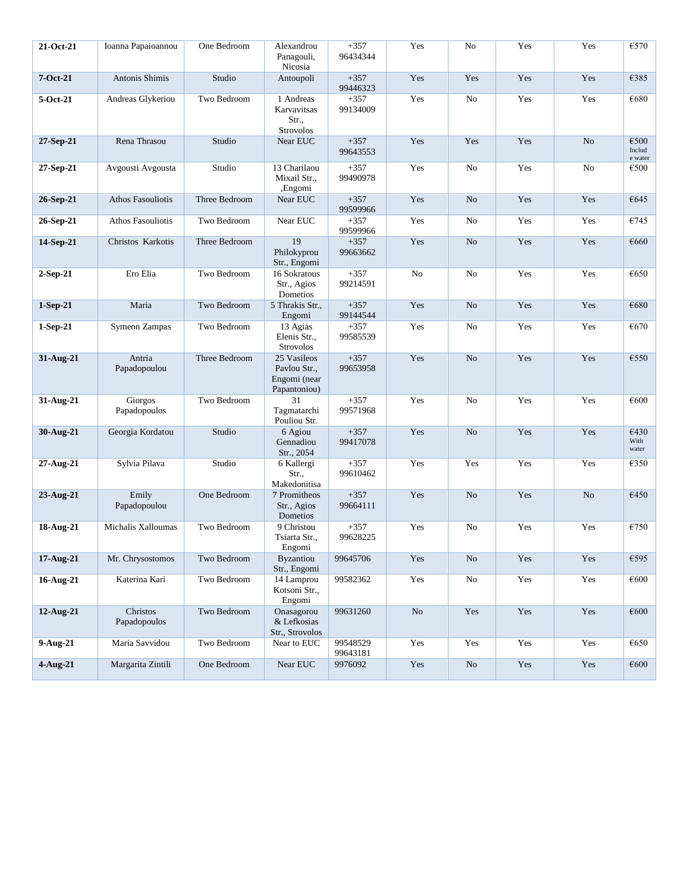| | | | | | | | | | |
|---|---|---|---|---|---|---|---|---|---|
| **21-Oct-21** | Ioanna Papaioannou | One Bedroom | Alexandrou Panagouli, Nicosia | +357 96434344 | Yes | No | Yes | Yes | €570 |
| **7-Oct-21** | Antonis Shimis | Studio | Antoupoli | +357 99446323 | Yes | Yes | Yes | Yes | €385 |
| **5-Oct-21** | Andreas Glykeriou | Two Bedroom | 1 Andreas Karvavitsas Str., Strovolos | +357 99134009 | Yes | No | Yes | Yes | €680 |
| **27-Sep-21** | Rena Thrasou | Studio | Near EUC | +357 99643553 | Yes | Yes | Yes | No | €500 Include water |
| **27-Sep-21** | Avgousti Avgousta | Studio | 13 Charilaou Mixail Str., ,Engomi | +357 99490978 | Yes | No | Yes | No | €500 |
| **26-Sep-21** | Athos Fasouliotis | Three Bedroom | Near EUC | +357 99599966 | Yes | No | Yes | Yes | €645 |
| **26-Sep-21** | Athos Fasouliotis | Two Bedroom | Near EUC | +357 99599966 | Yes | No | Yes | Yes | €745 |
| **14-Sep-21** | Christos Karkotis | Three Bedroom | 19 Philokyprou Str., Engomi | +357 99663662 | Yes | No | Yes | Yes | €660 |
| **2-Sep-21** | Ero Elia | Two Bedroom | 16 Sokratous Str., Agios Dometios | +357 99214591 | No | No | Yes | Yes | €650 |
| **1-Sep-21** | Maria | Two Bedroom | 5 Thrakis Str., Engomi | +357 99144544 | Yes | No | Yes | Yes | €680 |
| **1-Sep-21** | Symeon Zampas | Two Bedroom | 13 Agias Elenis Str., Strovolos | +357 99585539 | Yes | No | Yes | Yes | €670 |
| **31-Aug-21** | Antria Papadopoulou | Three Bedroom | 25 Vasileos Pavlou Str., Engomi (near Papantoniou) | +357 99653958 | Yes | No | Yes | Yes | €550 |
| **31-Aug-21** | Giorgos Papadopoulos | Two Bedroom | 31 Tagmatarchi Pouliou Str. | +357 99571968 | Yes | No | Yes | Yes | €600 |
| **30-Aug-21** | Georgia Kordatou | Studio | 6 Agiou Gennadiou Str., 2054 | +357 99417078 | Yes | No | Yes | Yes | €430 With water |
| **27-Aug-21** | Sylvia Pilava | Studio | 6 Kallergi Str., Makedonitisa | +357 99610462 | Yes | Yes | Yes | Yes | €350 |
| **23-Aug-21** | Emily Papadopoulou | One Bedroom | 7 Promitheos Str., Agios Dometios | +357 99664111 | Yes | No | Yes | No | €450 |
| **18-Aug-21** | Michalis Xalloumas | Two Bedroom | 9 Christou Tsiarta Str., Engomi | +357 99628225 | Yes | No | Yes | Yes | €750 |
| **17-Aug-21** | Mr. Chrysostomos | Two Bedroom | Byzantiou Str., Engomi | 99645706 | Yes | No | Yes | Yes | €595 |
| **16-Aug-21** | Katerina Kari | Two Bedroom | 14 Lamprou Kotsoni Str., Engomi | 99582362 | Yes | No | Yes | Yes | €600 |
| **12-Aug-21** | Christos Papadopoulos | Two Bedroom | Onasagorou & Lefkosias Str., Strovolos | 99631260 | No | Yes | Yes | Yes | €600 |
| **9-Aug-21** | Maria Savvidou | Two Bedroom | Near to EUC | 99548529 99643181 | Yes | Yes | Yes | Yes | €650 |
| **4-Aug-21** | Margarita Zintili | One Bedroom | Near EUC | 9976092 | Yes | No | Yes | Yes | €600 |